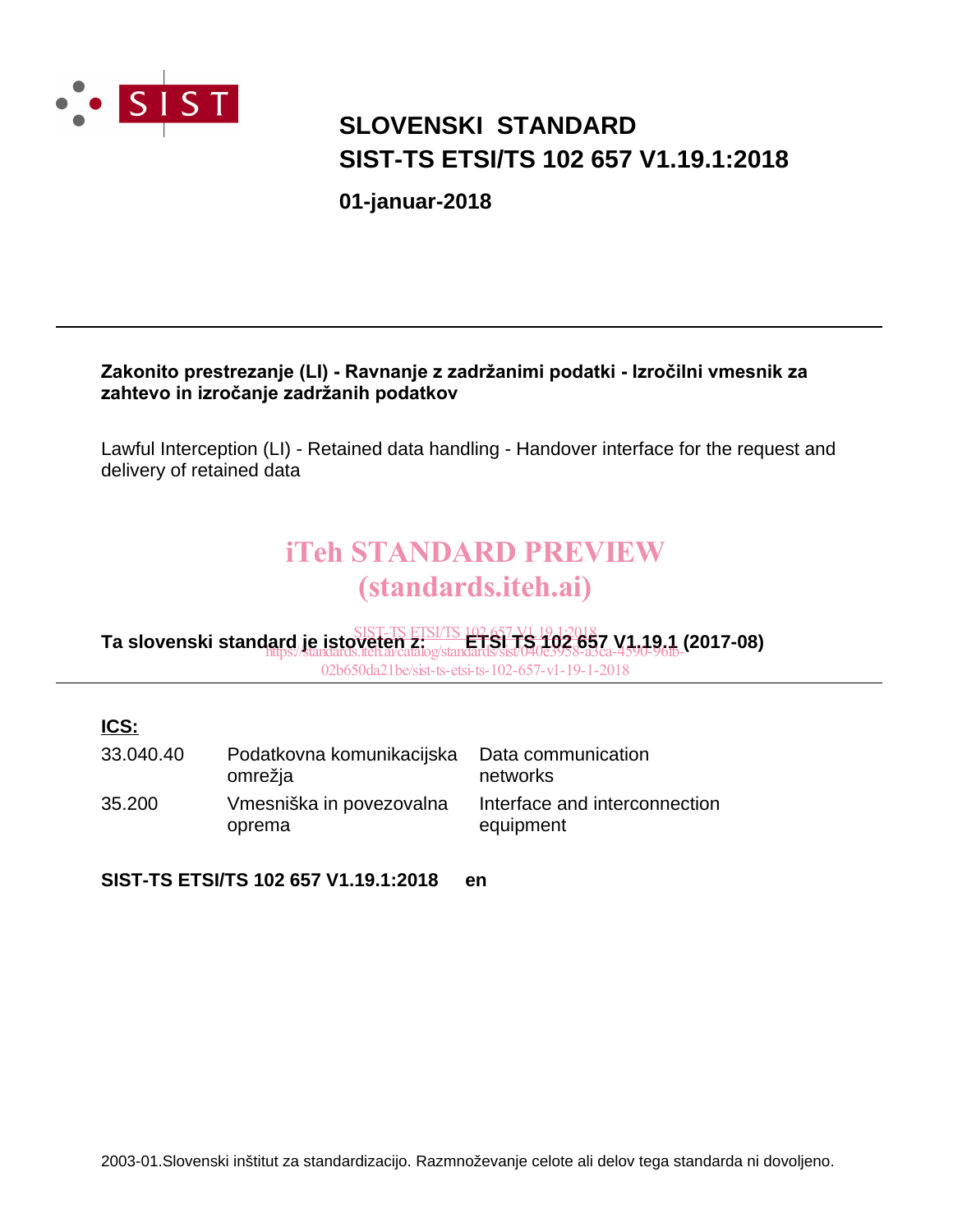SIST

# SLOVENSKI STANDARD
# SIST-TS ETSI/TS 102 657 V1.19.1:2018

**01-januar-2018**

---

**Zakonito prestrezanje (LI) - Ravnanje z zadržanimi podatki - Izročilni vmesnik za zahtevo in izročanje zadržanih podatkov**

Lawful Interception (LI) - Retained data handling - Handover interface for the request and delivery of retained data

iTeh STANDARD PREVIEW
(standards.iteh.ai)

**Ta slovenski standard je istoveten z: ETSI TS 102 657 V1.19.1 (2017-08)**

SIST-TS ETSI/TS 102 657 V1.19.1:2018
https://standards.iteh.ai/catalog/standards/sist/040e3958-a3ca-4590-96fb-02b650da21be/sist-ts-etsi-ts-102-657-v1-19-1-2018

---

**ICS:**

| | | |
|---|---|---|
| 33.040.40 | Podatkovna komunikacijska omrežja | Data communication networks |
| 35.200 | Vmesniška in povezovalna oprema | Interface and interconnection equipment |

**SIST-TS ETSI/TS 102 657 V1.19.1:2018 en**

2003-01.Slovenski inštitut za standardizacijo. Razmnoževanje celote ali delov tega standarda ni dovoljeno.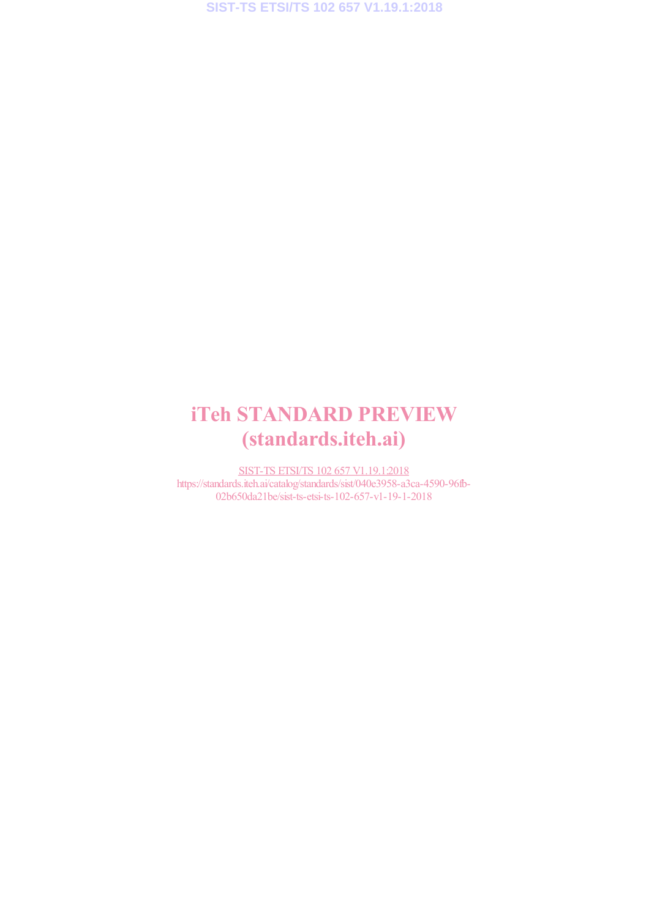# iTeh STANDARD PREVIEW
# (standards.iteh.ai)

SIST-TS ETSI/TS 102 657 V1.19.1:2018
https://standards.iteh.ai/catalog/standards/sist/040e3958-a3ca-4590-96fb-02b650da21be/sist-ts-etsi-ts-102-657-v1-19-1-2018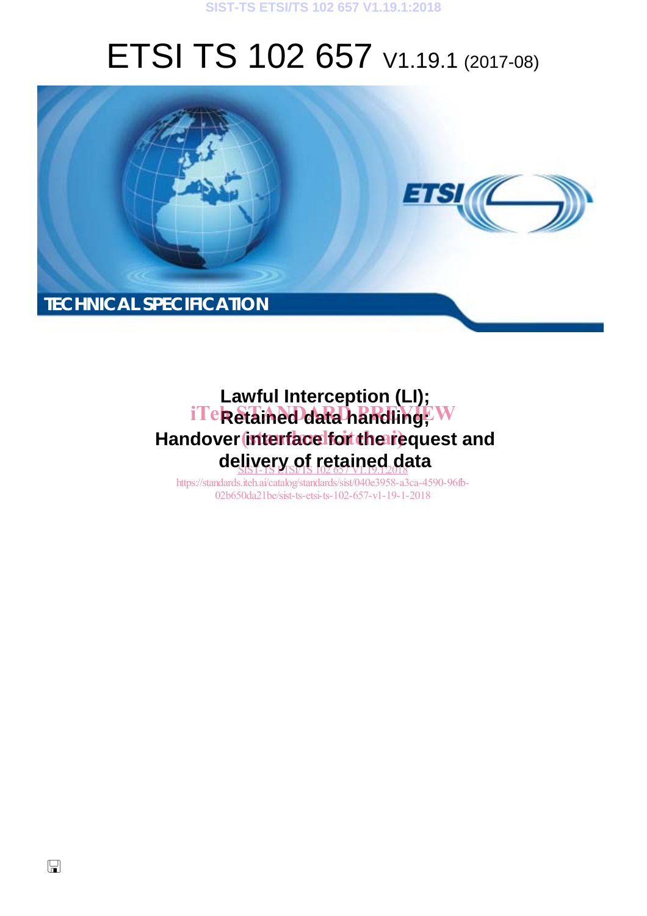# ETSI TS 102 657 V1.19.1 (2017-08)

TECHNICAL SPECIFICATION

**Lawful Interception (LI);**
**Retained data handling;**
**Handover interface for the request and delivery of retained data**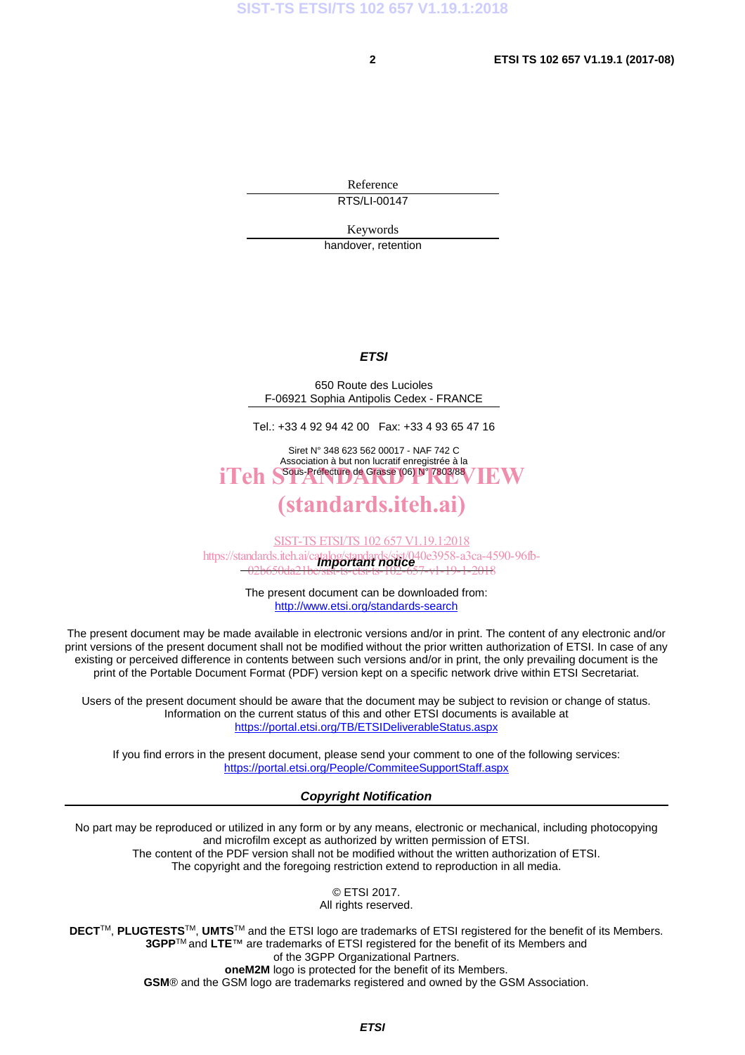Reference

RTS/LI-00147

Keywords

handover, retention

***ETSI***

650 Route des Lucioles
F-06921 Sophia Antipolis Cedex - FRANCE

Tel.: +33 4 92 94 42 00 Fax: +33 4 93 65 47 16

Siret N° 348 623 562 00017 - NAF 742 C
Association à but non lucratif enregistrée à la
Sous-Préfecture de Grasse (06) N° 7803/88

iTeh STANDARD PREVIEW
(standards.iteh.ai)

SIST-TS ETSI/TS 102 657 V1.19.1:2018
https://standards.iteh.ai/catalog/standards/sist/040e3958-a3ca-4590-96fb-02b650da21bc/sist-ts-etsi-ts-102-657-v1-19-1-2018

***Important notice***

The present document can be downloaded from:
http://www.etsi.org/standards-search

The present document may be made available in electronic versions and/or in print. The content of any electronic and/or print versions of the present document shall not be modified without the prior written authorization of ETSI. In case of any existing or perceived difference in contents between such versions and/or in print, the only prevailing document is the print of the Portable Document Format (PDF) version kept on a specific network drive within ETSI Secretariat.

Users of the present document should be aware that the document may be subject to revision or change of status. Information on the current status of this and other ETSI documents is available at
https://portal.etsi.org/TB/ETSIDeliverableStatus.aspx

If you find errors in the present document, please send your comment to one of the following services:
https://portal.etsi.org/People/CommiteeSupportStaff.aspx

***Copyright Notification***

No part may be reproduced or utilized in any form or by any means, electronic or mechanical, including photocopying and microfilm except as authorized by written permission of ETSI.
The content of the PDF version shall not be modified without the written authorization of ETSI.
The copyright and the foregoing restriction extend to reproduction in all media.

© ETSI 2017.
All rights reserved.

**DECT**™, **PLUGTESTS**™, **UMTS**™ and the ETSI logo are trademarks of ETSI registered for the benefit of its Members.
**3GPP**™ and **LTE**™ are trademarks of ETSI registered for the benefit of its Members and of the 3GPP Organizational Partners.
**oneM2M** logo is protected for the benefit of its Members.
**GSM**® and the GSM logo are trademarks registered and owned by the GSM Association.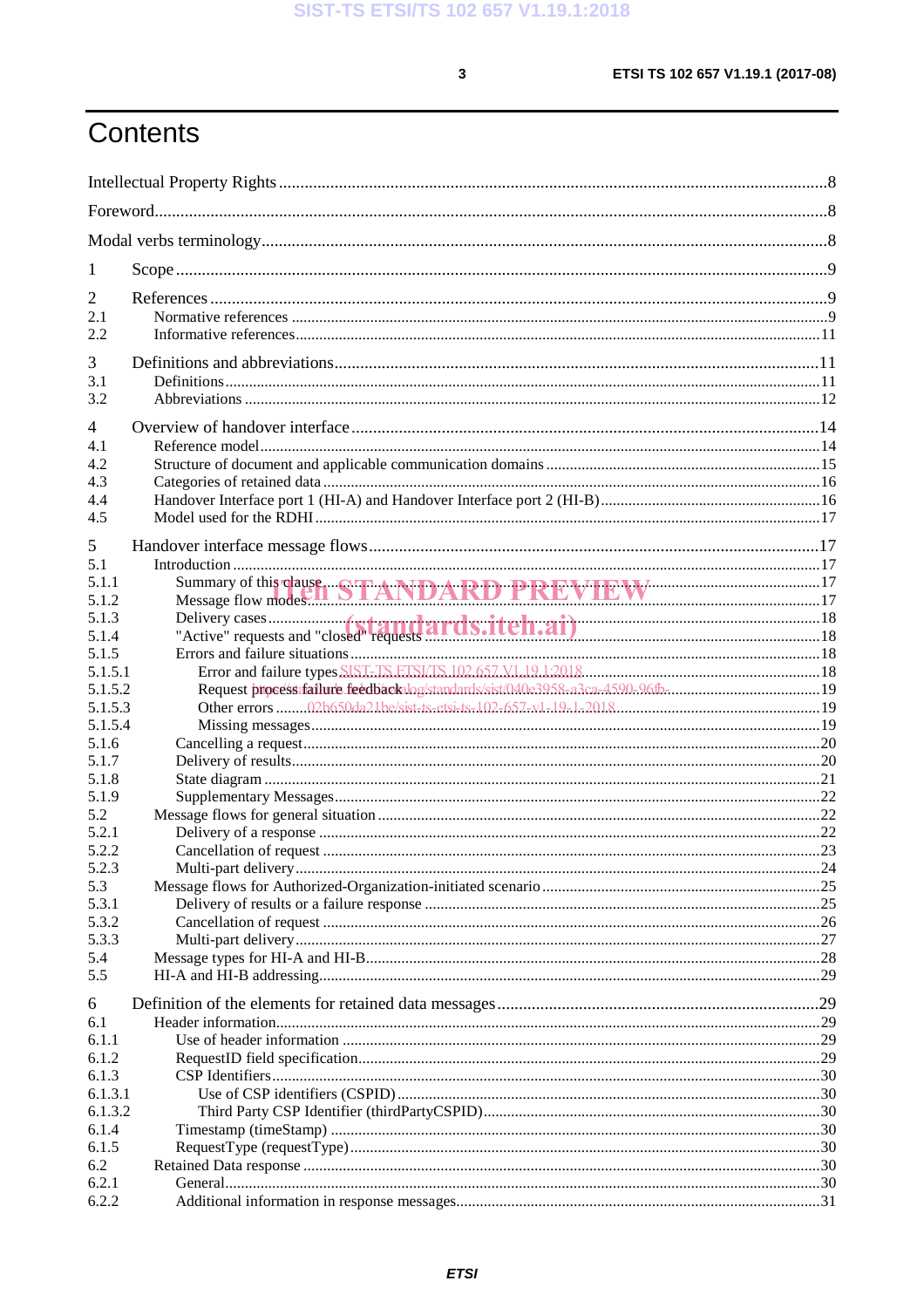# Contents

Intellectual Property Rights ........................................................................................................ 8

Foreword........................................................................................................................................ 8

Modal verbs terminology................................................................................................................ 8

1 Scope ......................................................................................................................................... 9

2 References ................................................................................................................................ 9
2.1 Normative references ............................................................................................................. 9
2.2 Informative references.......................................................................................................... 11

3 Definitions and abbreviations................................................................................................. 11
3.1 Definitions ........................................................................................................................... 11
3.2 Abbreviations ....................................................................................................................... 12

4 Overview of handover interface ............................................................................................. 14
4.1 Reference model ................................................................................................................... 14
4.2 Structure of document and applicable communication domains ........................................... 15
4.3 Categories of retained data ................................................................................................... 16
4.4 Handover Interface port 1 (HI-A) and Handover Interface port 2 (HI-B) ............................ 16
4.5 Model used for the RDHI ..................................................................................................... 17

5 Handover interface message flows ......................................................................................... 17
5.1 Introduction .......................................................................................................................... 17
5.1.1 Summary of this clause ...................................................................................................... 17
5.1.2 Message flow modes ........................................................................................................... 17
5.1.3 Delivery cases ..................................................................................................................... 18
5.1.4 "Active" requests and "closed" requests .............................................................................. 18
5.1.5 Errors and failure situations ............................................................................................... 18
5.1.5.1 Error and failure types ..................................................................................................... 18
5.1.5.2 Request process failure feedback ..................................................................................... 19
5.1.5.3 Other errors ..................................................................................................................... 19
5.1.5.4 Missing messages ............................................................................................................ 19
5.1.6 Cancelling a request ............................................................................................................ 20
5.1.7 Delivery of results ............................................................................................................... 20
5.1.8 State diagram ...................................................................................................................... 21
5.1.9 Supplementary Messages .................................................................................................... 22
5.2 Message flows for general situation ...................................................................................... 22
5.2.1 Delivery of a response ........................................................................................................ 22
5.2.2 Cancellation of request ....................................................................................................... 23
5.2.3 Multi-part delivery ............................................................................................................... 24
5.3 Message flows for Authorized-Organization-initiated scenario .............................................. 25
5.3.1 Delivery of results or a failure response ............................................................................... 25
5.3.2 Cancellation of request ....................................................................................................... 26
5.3.3 Multi-part delivery ............................................................................................................... 27
5.4 Message types for HI-A and HI-B .......................................................................................... 28
5.5 HI-A and HI-B addressing ...................................................................................................... 29

6 Definition of the elements for retained data messages ............................................................ 29
6.1 Header information ................................................................................................................ 29
6.1.1 Use of header information .................................................................................................. 29
6.1.2 RequestID field specification ............................................................................................... 29
6.1.3 CSP Identifiers .................................................................................................................... 30
6.1.3.1 Use of CSP identifiers (CSPID) ......................................................................................... 30
6.1.3.2 Third Party CSP Identifier (thirdPartyCSPID) .................................................................... 30
6.1.4 Timestamp (timeStamp) ....................................................................................................... 30
6.1.5 RequestType (requestType) .................................................................................................. 30
6.2 Retained Data response .......................................................................................................... 30
6.2.1 General ................................................................................................................................ 30
6.2.2 Additional information in response messages ....................................................................... 31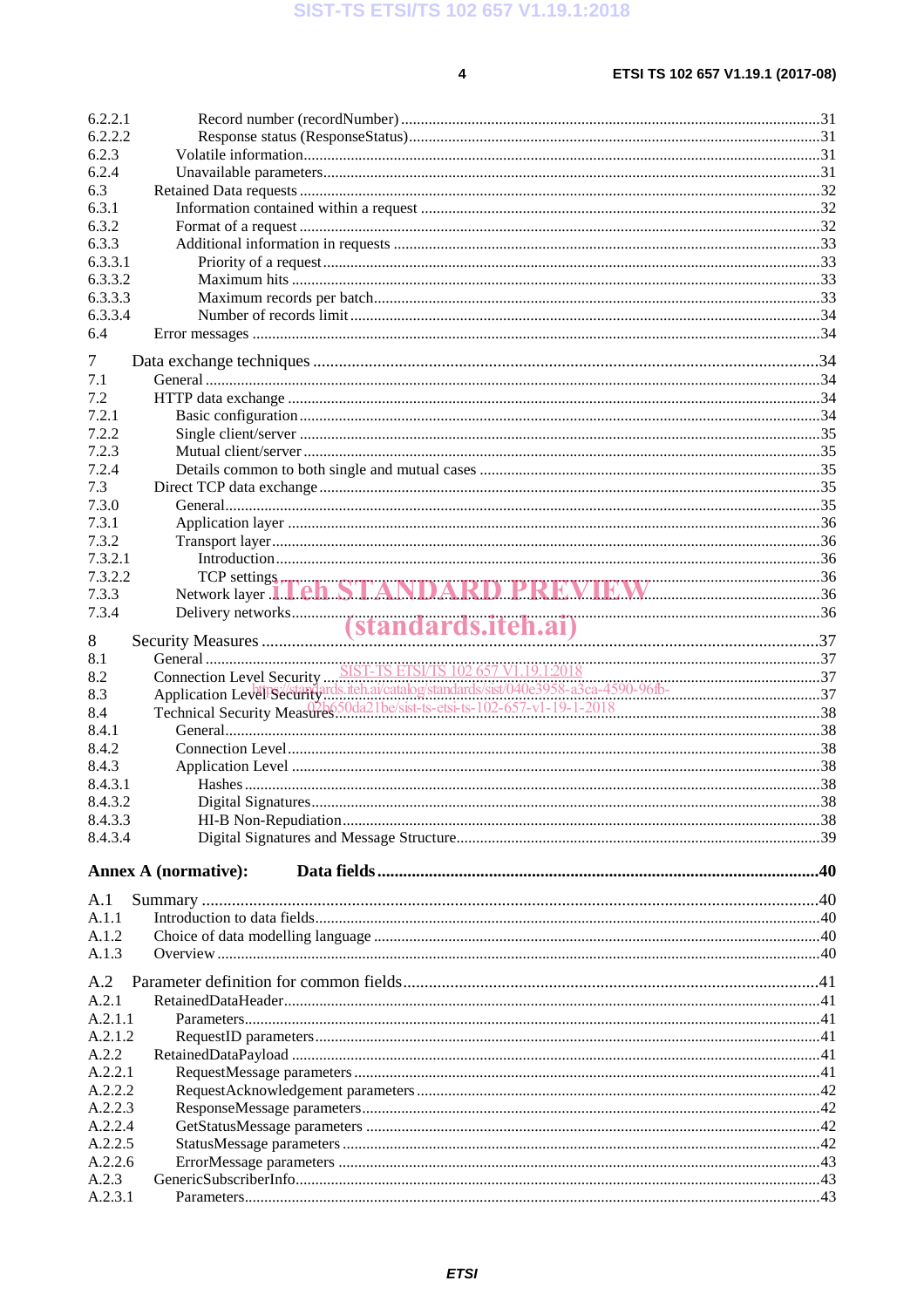6.2.2.1 Record number (recordNumber) ..... 31
6.2.2.2 Response status (ResponseStatus) ..... 31
6.2.3 Volatile information ..... 31
6.2.4 Unavailable parameters ..... 31
6.3 Retained Data requests ..... 32
6.3.1 Information contained within a request ..... 32
6.3.2 Format of a request ..... 32
6.3.3 Additional information in requests ..... 33
6.3.3.1 Priority of a request ..... 33
6.3.3.2 Maximum hits ..... 33
6.3.3.3 Maximum records per batch ..... 33
6.3.3.4 Number of records limit ..... 34
6.4 Error messages ..... 34

7 Data exchange techniques ..... 34
7.1 General ..... 34
7.2 HTTP data exchange ..... 34
7.2.1 Basic configuration ..... 34
7.2.2 Single client/server ..... 35
7.2.3 Mutual client/server ..... 35
7.2.4 Details common to both single and mutual cases ..... 35
7.3 Direct TCP data exchange ..... 35
7.3.0 General ..... 35
7.3.1 Application layer ..... 36
7.3.2 Transport layer ..... 36
7.3.2.1 Introduction ..... 36
7.3.2.2 TCP settings ..... 36
7.3.3 Network layer ..... 36
7.3.4 Delivery networks ..... 36

8 Security Measures ..... 37
8.1 General ..... 37
8.2 Connection Level Security ..... 37
8.3 Application Level Security ..... 37
8.4 Technical Security Measures ..... 38
8.4.1 General ..... 38
8.4.2 Connection Level ..... 38
8.4.3 Application Level ..... 38
8.4.3.1 Hashes ..... 38
8.4.3.2 Digital Signatures ..... 38
8.4.3.3 HI-B Non-Repudiation ..... 38
8.4.3.4 Digital Signatures and Message Structure ..... 39

**Annex A (normative): Data fields ..... 40**

A.1 Summary ..... 40
A.1.1 Introduction to data fields ..... 40
A.1.2 Choice of data modelling language ..... 40
A.1.3 Overview ..... 40

A.2 Parameter definition for common fields ..... 41
A.2.1 RetainedDataHeader ..... 41
A.2.1.1 Parameters ..... 41
A.2.1.2 RequestID parameters ..... 41
A.2.2 RetainedDataPayload ..... 41
A.2.2.1 RequestMessage parameters ..... 41
A.2.2.2 RequestAcknowledgement parameters ..... 42
A.2.2.3 ResponseMessage parameters ..... 42
A.2.2.4 GetStatusMessage parameters ..... 42
A.2.2.5 StatusMessage parameters ..... 42
A.2.2.6 ErrorMessage parameters ..... 43
A.2.3 GenericSubscriberInfo ..... 43
A.2.3.1 Parameters ..... 43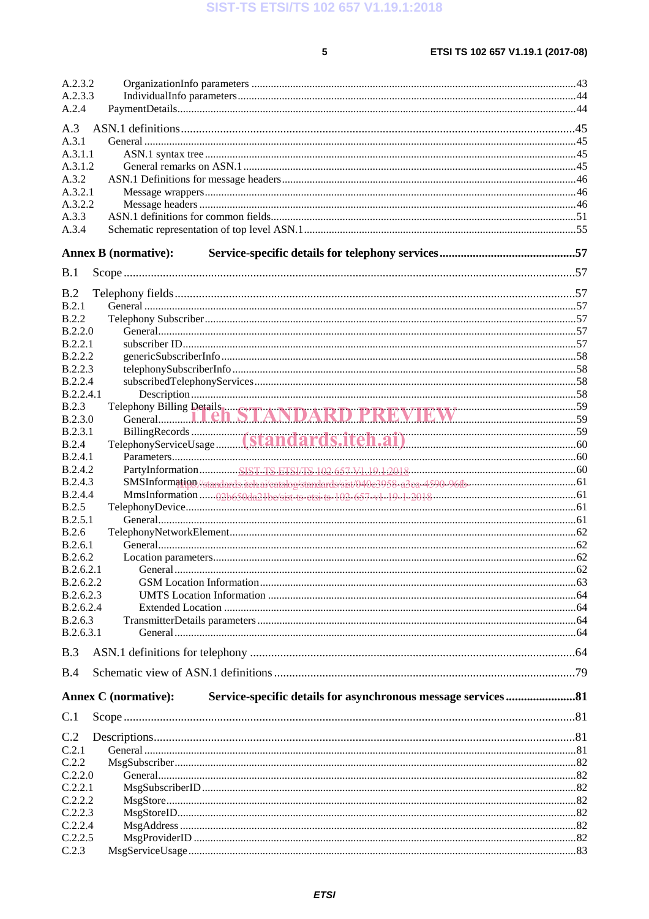A.2.3.2 OrganizationInfo parameters ....................................................................................................................43
A.2.3.3 IndividualInfo parameters.........................................................................................................................44
A.2.4 PaymentDetails...............................................................................................................................................44

A.3 ASN.1 definitions.................................................................................................................................45
A.3.1 General ..........................................................................................................................................................45
A.3.1.1 ASN.1 syntax tree ....................................................................................................................................45
A.3.1.2 General remarks on ASN.1 ......................................................................................................................45
A.3.2 ASN.1 Definitions for message headers........................................................................................................46
A.3.2.1 Message wrappers.....................................................................................................................................46
A.3.2.2 Message headers ......................................................................................................................................46
A.3.3 ASN.1 definitions for common fields.............................................................................................................51
A.3.4 Schematic representation of top level ASN.1.................................................................................................55

**Annex B (normative): Service-specific details for telephony services............................................57**

B.1 Scope ....................................................................................................................................................57

B.2 Telephony fields...................................................................................................................................57
B.2.1 General ..........................................................................................................................................................57
B.2.2 Telephony Subscriber.....................................................................................................................................57
B.2.2.0 General.....................................................................................................................................................57
B.2.2.1 subscriber ID.............................................................................................................................................57
B.2.2.2 genericSubscriberInfo...............................................................................................................................58
B.2.2.3 telephonySubscriberInfo...........................................................................................................................58
B.2.2.4 subscribedTelephonyServices...................................................................................................................58
B.2.2.4.1 Description.........................................................................................................................................58
B.2.3 Telephony Billing Details...............................................................................................................................59
B.2.3.0 General.....................................................................................................................................................59
B.2.3.1 BillingRecords ..........................................................................................................................................59
B.2.4 TelephonyServiceUsage..................................................................................................................................60
B.2.4.1 Parameters................................................................................................................................................60
B.2.4.2 PartyInformation.......................................................................................................................................60
B.2.4.3 SMSInformation.......................................................................................................................................61
B.2.4.4 MmsInformation.......................................................................................................................................61
B.2.5 TelephonyDevice............................................................................................................................................61
B.2.5.1 General.....................................................................................................................................................61
B.2.6 TelephonyNetworkElement.............................................................................................................................62
B.2.6.1 General.....................................................................................................................................................62
B.2.6.2 Location parameters..................................................................................................................................62
B.2.6.2.1 General...............................................................................................................................................62
B.2.6.2.2 GSM Location Information................................................................................................................63
B.2.6.2.3 UMTS Location Information .............................................................................................................64
B.2.6.2.4 Extended Location .............................................................................................................................64
B.2.6.3 TransmitterDetails parameters..................................................................................................................64
B.2.6.3.1 General...............................................................................................................................................64

B.3 ASN.1 definitions for telephony ..........................................................................................................64

B.4 Schematic view of ASN.1 definitions ..................................................................................................79

**Annex C (normative): Service-specific details for asynchronous message services .......................81**

C.1 Scope ....................................................................................................................................................81

C.2 Descriptions..........................................................................................................................................81
C.2.1 General ..........................................................................................................................................................81
C.2.2 MsgSubscriber................................................................................................................................................82
C.2.2.0 General.....................................................................................................................................................82
C.2.2.1 MsgSubscriberID......................................................................................................................................82
C.2.2.2 MsgStore..................................................................................................................................................82
C.2.2.3 MsgStoreID..............................................................................................................................................82
C.2.2.4 MsgAddress .............................................................................................................................................82
C.2.2.5 MsgProviderID ........................................................................................................................................82
C.2.3 MsgServiceUsage...........................................................................................................................................83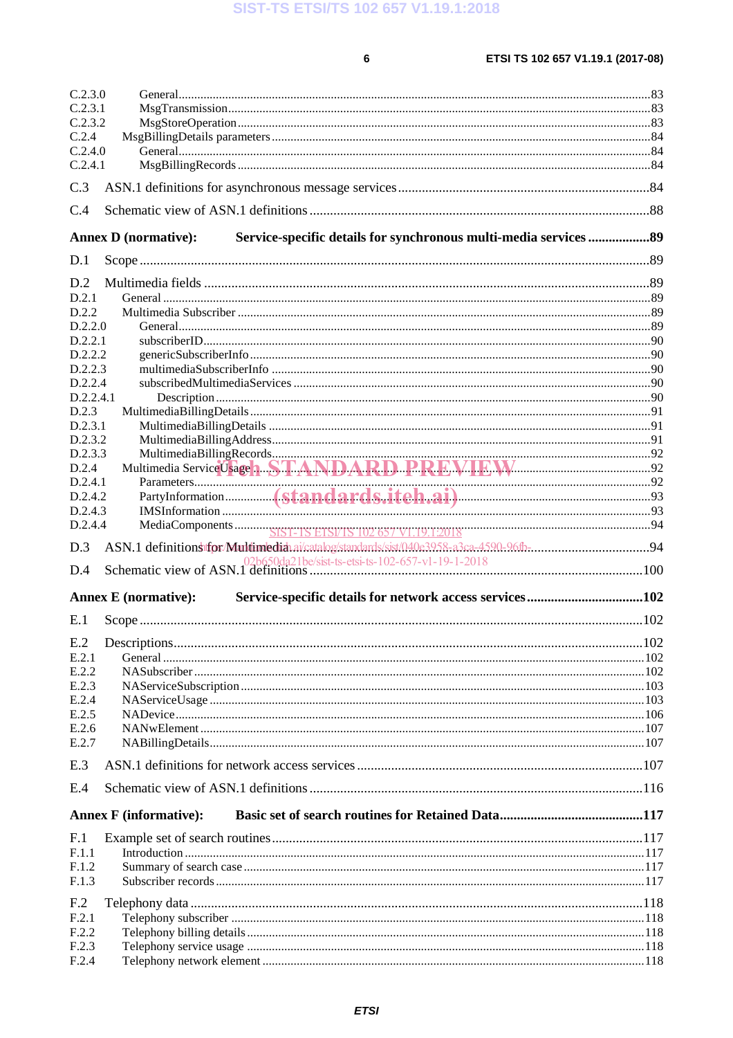C.2.3.0 General ..... 83
C.2.3.1 MsgTransmission ..... 83
C.2.3.2 MsgStoreOperation ..... 83
C.2.4 MsgBillingDetails parameters ..... 84
C.2.4.0 General ..... 84
C.2.4.1 MsgBillingRecords ..... 84

C.3 ASN.1 definitions for asynchronous message services ..... 84

C.4 Schematic view of ASN.1 definitions ..... 88

**Annex D (normative): Service-specific details for synchronous multi-media services ..... 89**

D.1 Scope ..... 89

D.2 Multimedia fields ..... 89
D.2.1 General ..... 89
D.2.2 Multimedia Subscriber ..... 89
D.2.2.0 General ..... 89
D.2.2.1 subscriberID ..... 90
D.2.2.2 genericSubscriberInfo ..... 90
D.2.2.3 multimediaSubscriberInfo ..... 90
D.2.2.4 subscribedMultimediaServices ..... 90
D.2.2.4.1 Description ..... 90
D.2.3 MultimediaBillingDetails ..... 91
D.2.3.1 MultimediaBillingDetails ..... 91
D.2.3.2 MultimediaBillingAddress ..... 91
D.2.3.3 MultimediaBillingRecords ..... 92
D.2.4 Multimedia ServiceUsage ..... 92
D.2.4.1 Parameters ..... 92
D.2.4.2 PartyInformation ..... 93
D.2.4.3 IMSInformation ..... 93
D.2.4.4 MediaComponents ..... 94

D.3 ASN.1 definitions for Multimedia ..... 94

D.4 Schematic view of ASN.1 definitions ..... 100

**Annex E (normative): Service-specific details for network access services ..... 102**

E.1 Scope ..... 102

E.2 Descriptions ..... 102
E.2.1 General ..... 102
E.2.2 NASubscriber ..... 102
E.2.3 NAServiceSubscription ..... 103
E.2.4 NAServiceUsage ..... 103
E.2.5 NADevice ..... 106
E.2.6 NANwElement ..... 107
E.2.7 NABillingDetails ..... 107

E.3 ASN.1 definitions for network access services ..... 107

E.4 Schematic view of ASN.1 definitions ..... 116

**Annex F (informative): Basic set of search routines for Retained Data ..... 117**

F.1 Example set of search routines ..... 117
F.1.1 Introduction ..... 117
F.1.2 Summary of search case ..... 117
F.1.3 Subscriber records ..... 117

F.2 Telephony data ..... 118
F.2.1 Telephony subscriber ..... 118
F.2.2 Telephony billing details ..... 118
F.2.3 Telephony service usage ..... 118
F.2.4 Telephony network element ..... 118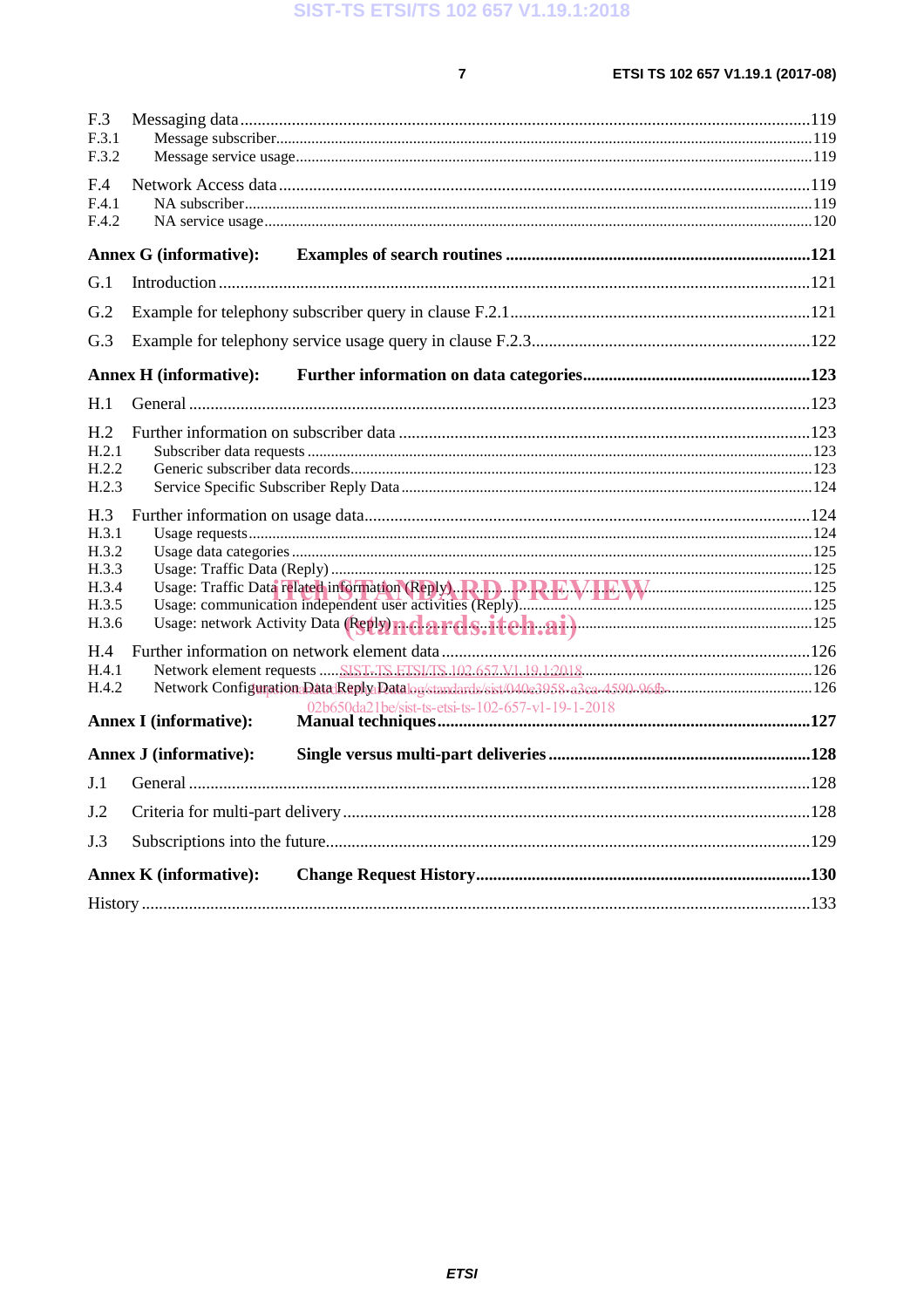F.3 Messaging data ....119
F.3.1 Message subscriber....119
F.3.2 Message service usage....119

F.4 Network Access data....119
F.4.1 NA subscriber....119
F.4.2 NA service usage....120

**Annex G (informative): Examples of search routines ....121**

G.1 Introduction....121

G.2 Example for telephony subscriber query in clause F.2.1....121

G.3 Example for telephony service usage query in clause F.2.3....122

**Annex H (informative): Further information on data categories....123**

H.1 General....123

H.2 Further information on subscriber data....123
H.2.1 Subscriber data requests....123
H.2.2 Generic subscriber data records....123
H.2.3 Service Specific Subscriber Reply Data....124

H.3 Further information on usage data....124
H.3.1 Usage requests....124
H.3.2 Usage data categories....125
H.3.3 Usage: Traffic Data (Reply)....125
H.3.4 Usage: Traffic Data related information (Reply)....125
H.3.5 Usage: communication independent user activities (Reply)....125
H.3.6 Usage: network Activity Data (Reply)....125

H.4 Further information on network element data....126
H.4.1 Network element requests....126
H.4.2 Network Configuration Data Reply Data....126

**Annex I (informative): Manual techniques....127**

**Annex J (informative): Single versus multi-part deliveries....128**

J.1 General....128

J.2 Criteria for multi-part delivery....128

J.3 Subscriptions into the future....129

**Annex K (informative): Change Request History....130**

History....133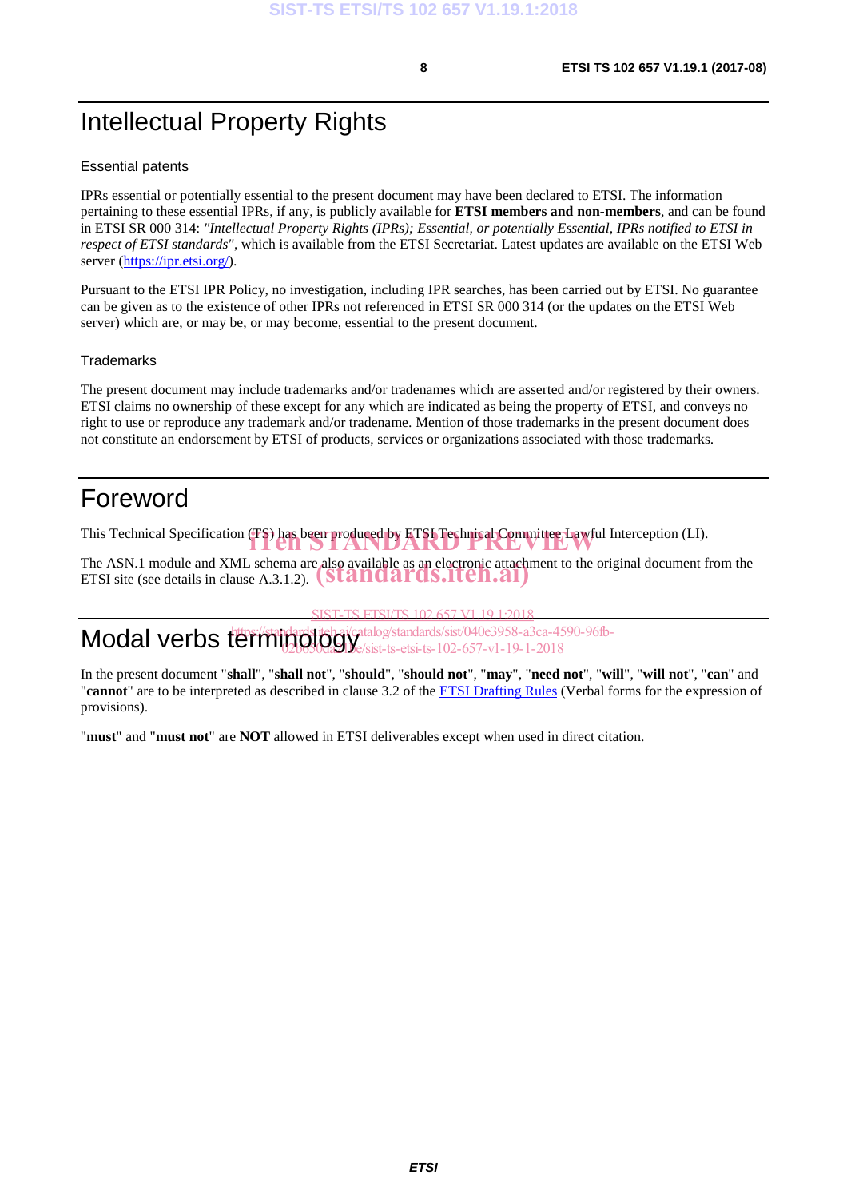# Intellectual Property Rights

## Essential patents

IPRs essential or potentially essential to the present document may have been declared to ETSI. The information pertaining to these essential IPRs, if any, is publicly available for **ETSI members and non-members**, and can be found in ETSI SR 000 314: *"Intellectual Property Rights (IPRs); Essential, or potentially Essential, IPRs notified to ETSI in respect of ETSI standards"*, which is available from the ETSI Secretariat. Latest updates are available on the ETSI Web server (https://ipr.etsi.org/).

Pursuant to the ETSI IPR Policy, no investigation, including IPR searches, has been carried out by ETSI. No guarantee can be given as to the existence of other IPRs not referenced in ETSI SR 000 314 (or the updates on the ETSI Web server) which are, or may be, or may become, essential to the present document.

## Trademarks

The present document may include trademarks and/or tradenames which are asserted and/or registered by their owners. ETSI claims no ownership of these except for any which are indicated as being the property of ETSI, and conveys no right to use or reproduce any trademark and/or tradename. Mention of those trademarks in the present document does not constitute an endorsement by ETSI of products, services or organizations associated with those trademarks.

# Foreword

This Technical Specification (TS) has been produced by ETSI Technical Committee Lawful Interception (LI).

The ASN.1 module and XML schema are also available as an electronic attachment to the original document from the ETSI site (see details in clause A.3.1.2).

# Modal verbs terminology

In the present document "**shall**", "**shall not**", "**should**", "**should not**", "**may**", "**need not**", "**will**", "**will not**", "**can**" and "**cannot**" are to be interpreted as described in clause 3.2 of the ETSI Drafting Rules (Verbal forms for the expression of provisions).

"**must**" and "**must not**" are **NOT** allowed in ETSI deliverables except when used in direct citation.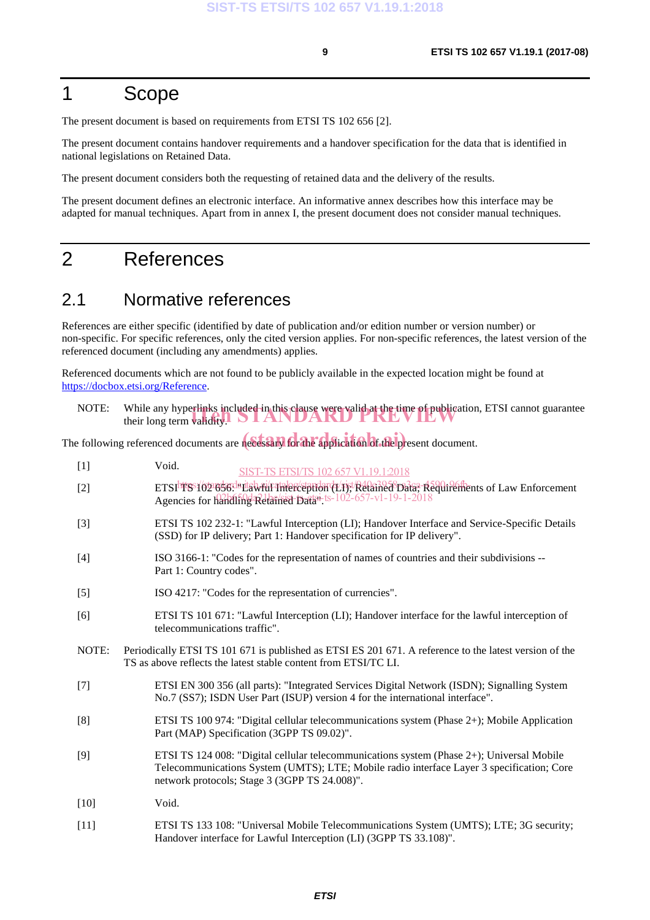# 1 Scope

The present document is based on requirements from ETSI TS 102 656 [2].

The present document contains handover requirements and a handover specification for the data that is identified in national legislations on Retained Data.

The present document considers both the requesting of retained data and the delivery of the results.

The present document defines an electronic interface. An informative annex describes how this interface may be adapted for manual techniques. Apart from in annex I, the present document does not consider manual techniques.

# 2 References

## 2.1 Normative references

References are either specific (identified by date of publication and/or edition number or version number) or non-specific. For specific references, only the cited version applies. For non-specific references, the latest version of the referenced document (including any amendments) applies.

Referenced documents which are not found to be publicly available in the expected location might be found at https://docbox.etsi.org/Reference.

NOTE: While any hyperlinks included in this clause were valid at the time of publication, ETSI cannot guarantee their long term validity.

The following referenced documents are necessary for the application of the present document.

[1] Void.

[2] ETSI TS 102 656: "Lawful Interception (LI); Retained Data; Requirements of Law Enforcement Agencies for handling Retained Data".

[3] ETSI TS 102 232-1: "Lawful Interception (LI); Handover Interface and Service-Specific Details (SSD) for IP delivery; Part 1: Handover specification for IP delivery".

[4] ISO 3166-1: "Codes for the representation of names of countries and their subdivisions -- Part 1: Country codes".

[5] ISO 4217: "Codes for the representation of currencies".

[6] ETSI TS 101 671: "Lawful Interception (LI); Handover interface for the lawful interception of telecommunications traffic".

NOTE: Periodically ETSI TS 101 671 is published as ETSI ES 201 671. A reference to the latest version of the TS as above reflects the latest stable content from ETSI/TC LI.

[7] ETSI EN 300 356 (all parts): "Integrated Services Digital Network (ISDN); Signalling System No.7 (SS7); ISDN User Part (ISUP) version 4 for the international interface".

[8] ETSI TS 100 974: "Digital cellular telecommunications system (Phase 2+); Mobile Application Part (MAP) Specification (3GPP TS 09.02)".

[9] ETSI TS 124 008: "Digital cellular telecommunications system (Phase 2+); Universal Mobile Telecommunications System (UMTS); LTE; Mobile radio interface Layer 3 specification; Core network protocols; Stage 3 (3GPP TS 24.008)".

[10] Void.

[11] ETSI TS 133 108: "Universal Mobile Telecommunications System (UMTS); LTE; 3G security; Handover interface for Lawful Interception (LI) (3GPP TS 33.108)".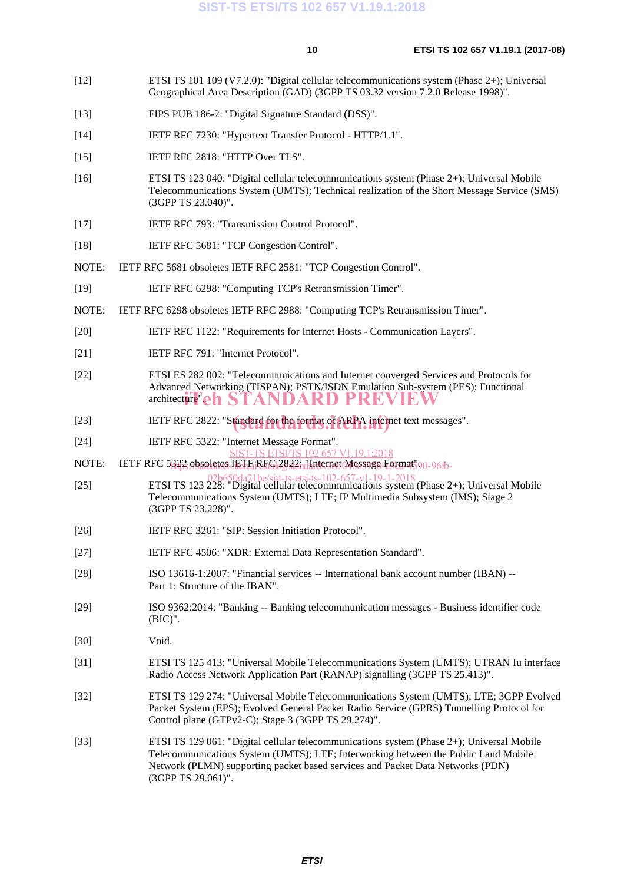[12] ETSI TS 101 109 (V7.2.0): "Digital cellular telecommunications system (Phase 2+); Universal Geographical Area Description (GAD) (3GPP TS 03.32 version 7.2.0 Release 1998)".

[13] FIPS PUB 186-2: "Digital Signature Standard (DSS)".

[14] IETF RFC 7230: "Hypertext Transfer Protocol - HTTP/1.1".

[15] IETF RFC 2818: "HTTP Over TLS".

[16] ETSI TS 123 040: "Digital cellular telecommunications system (Phase 2+); Universal Mobile Telecommunications System (UMTS); Technical realization of the Short Message Service (SMS) (3GPP TS 23.040)".

[17] IETF RFC 793: "Transmission Control Protocol".

[18] IETF RFC 5681: "TCP Congestion Control".

NOTE: IETF RFC 5681 obsoletes IETF RFC 2581: "TCP Congestion Control".

[19] IETF RFC 6298: "Computing TCP's Retransmission Timer".

NOTE: IETF RFC 6298 obsoletes IETF RFC 2988: "Computing TCP's Retransmission Timer".

[20] IETF RFC 1122: "Requirements for Internet Hosts - Communication Layers".

[21] IETF RFC 791: "Internet Protocol".

[22] ETSI ES 282 002: "Telecommunications and Internet converged Services and Protocols for Advanced Networking (TISPAN); PSTN/ISDN Emulation Sub-system (PES); Functional architecture".

[23] IETF RFC 2822: "Standard for the format of ARPA internet text messages".

[24] IETF RFC 5322: "Internet Message Format".

NOTE: IETF RFC 5322 obsoletes IETF RFC 2822: "Internet Message Format".

[25] ETSI TS 123 228: "Digital cellular telecommunications system (Phase 2+); Universal Mobile Telecommunications System (UMTS); LTE; IP Multimedia Subsystem (IMS); Stage 2 (3GPP TS 23.228)".

[26] IETF RFC 3261: "SIP: Session Initiation Protocol".

[27] IETF RFC 4506: "XDR: External Data Representation Standard".

[28] ISO 13616-1:2007: "Financial services -- International bank account number (IBAN) -- Part 1: Structure of the IBAN".

[29] ISO 9362:2014: "Banking -- Banking telecommunication messages - Business identifier code (BIC)".

[30] Void.

[31] ETSI TS 125 413: "Universal Mobile Telecommunications System (UMTS); UTRAN Iu interface Radio Access Network Application Part (RANAP) signalling (3GPP TS 25.413)".

[32] ETSI TS 129 274: "Universal Mobile Telecommunications System (UMTS); LTE; 3GPP Evolved Packet System (EPS); Evolved General Packet Radio Service (GPRS) Tunnelling Protocol for Control plane (GTPv2-C); Stage 3 (3GPP TS 29.274)".

[33] ETSI TS 129 061: "Digital cellular telecommunications system (Phase 2+); Universal Mobile Telecommunications System (UMTS); LTE; Interworking between the Public Land Mobile Network (PLMN) supporting packet based services and Packet Data Networks (PDN) (3GPP TS 29.061)".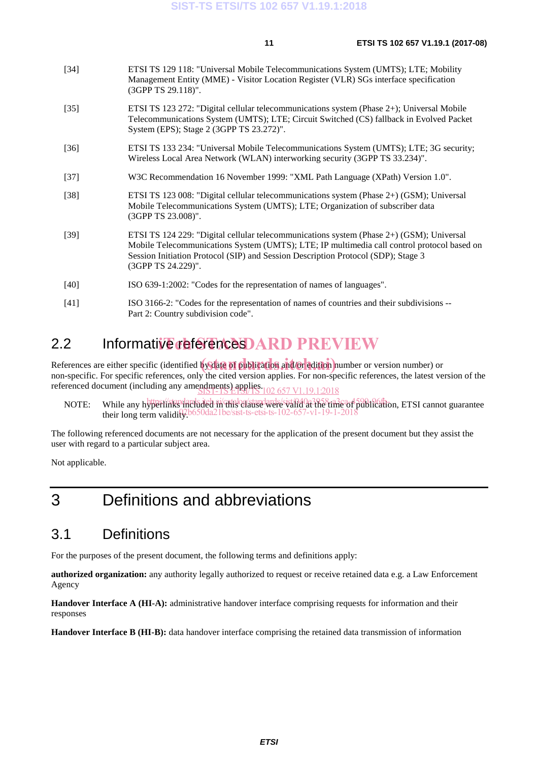[34] ETSI TS 129 118: "Universal Mobile Telecommunications System (UMTS); LTE; Mobility Management Entity (MME) - Visitor Location Register (VLR) SGs interface specification (3GPP TS 29.118)".

[35] ETSI TS 123 272: "Digital cellular telecommunications system (Phase 2+); Universal Mobile Telecommunications System (UMTS); LTE; Circuit Switched (CS) fallback in Evolved Packet System (EPS); Stage 2 (3GPP TS 23.272)".

[36] ETSI TS 133 234: "Universal Mobile Telecommunications System (UMTS); LTE; 3G security; Wireless Local Area Network (WLAN) interworking security (3GPP TS 33.234)".

[37] W3C Recommendation 16 November 1999: "XML Path Language (XPath) Version 1.0".

[38] ETSI TS 123 008: "Digital cellular telecommunications system (Phase 2+) (GSM); Universal Mobile Telecommunications System (UMTS); LTE; Organization of subscriber data (3GPP TS 23.008)".

[39] ETSI TS 124 229: "Digital cellular telecommunications system (Phase 2+) (GSM); Universal Mobile Telecommunications System (UMTS); LTE; IP multimedia call control protocol based on Session Initiation Protocol (SIP) and Session Description Protocol (SDP); Stage 3 (3GPP TS 24.229)".

[40] ISO 639-1:2002: "Codes for the representation of names of languages".

[41] ISO 3166-2: "Codes for the representation of names of countries and their subdivisions -- Part 2: Country subdivision code".

## 2.2 Informative references

References are either specific (identified by date of publication and/or edition number or version number) or non-specific. For specific references, only the cited version applies. For non-specific references, the latest version of the referenced document (including any amendments) applies.

NOTE: While any hyperlinks included in this clause were valid at the time of publication, ETSI cannot guarantee their long term validity.

The following referenced documents are not necessary for the application of the present document but they assist the user with regard to a particular subject area.

Not applicable.

# 3 Definitions and abbreviations

## 3.1 Definitions

For the purposes of the present document, the following terms and definitions apply:

**authorized organization:** any authority legally authorized to request or receive retained data e.g. a Law Enforcement Agency

**Handover Interface A (HI-A):** administrative handover interface comprising requests for information and their responses

**Handover Interface B (HI-B):** data handover interface comprising the retained data transmission of information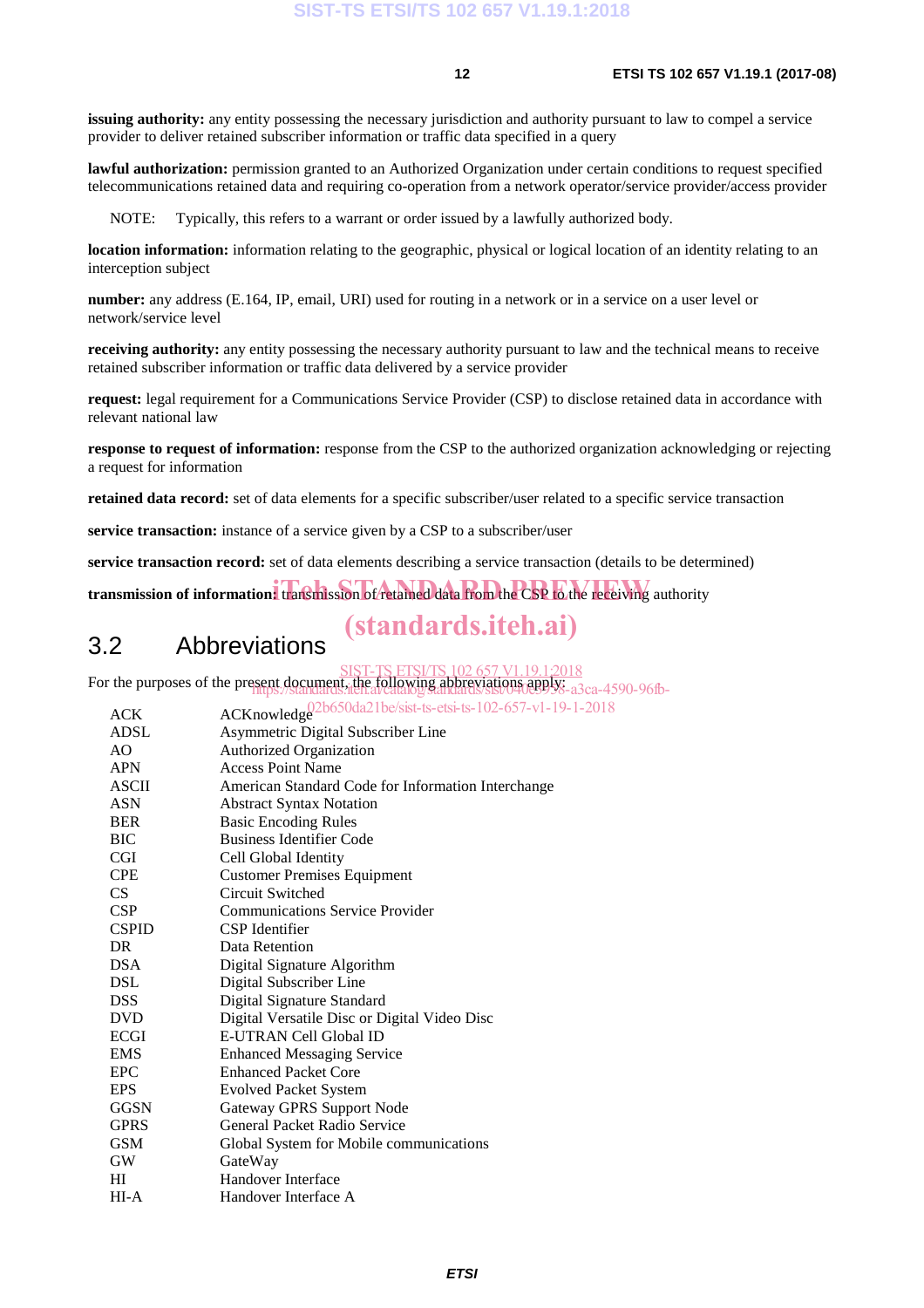**issuing authority:** any entity possessing the necessary jurisdiction and authority pursuant to law to compel a service provider to deliver retained subscriber information or traffic data specified in a query

**lawful authorization:** permission granted to an Authorized Organization under certain conditions to request specified telecommunications retained data and requiring co-operation from a network operator/service provider/access provider

NOTE: Typically, this refers to a warrant or order issued by a lawfully authorized body.

**location information:** information relating to the geographic, physical or logical location of an identity relating to an interception subject

**number:** any address (E.164, IP, email, URI) used for routing in a network or in a service on a user level or network/service level

**receiving authority:** any entity possessing the necessary authority pursuant to law and the technical means to receive retained subscriber information or traffic data delivered by a service provider

**request:** legal requirement for a Communications Service Provider (CSP) to disclose retained data in accordance with relevant national law

**response to request of information:** response from the CSP to the authorized organization acknowledging or rejecting a request for information

**retained data record:** set of data elements for a specific subscriber/user related to a specific service transaction

**service transaction:** instance of a service given by a CSP to a subscriber/user

**service transaction record:** set of data elements describing a service transaction (details to be determined)

**transmission of information:** transmission of retained data from the CSP to the receiving authority

## 3.2 Abbreviations

For the purposes of the present document, the following abbreviations apply:

| | |
|---|---|
| ACK | ACKnowledge |
| ADSL | Asymmetric Digital Subscriber Line |
| AO | Authorized Organization |
| APN | Access Point Name |
| ASCII | American Standard Code for Information Interchange |
| ASN | Abstract Syntax Notation |
| BER | Basic Encoding Rules |
| BIC | Business Identifier Code |
| CGI | Cell Global Identity |
| CPE | Customer Premises Equipment |
| CS | Circuit Switched |
| CSP | Communications Service Provider |
| CSPID | CSP Identifier |
| DR | Data Retention |
| DSA | Digital Signature Algorithm |
| DSL | Digital Subscriber Line |
| DSS | Digital Signature Standard |
| DVD | Digital Versatile Disc or Digital Video Disc |
| ECGI | E-UTRAN Cell Global ID |
| EMS | Enhanced Messaging Service |
| EPC | Enhanced Packet Core |
| EPS | Evolved Packet System |
| GGSN | Gateway GPRS Support Node |
| GPRS | General Packet Radio Service |
| GSM | Global System for Mobile communications |
| GW | GateWay |
| HI | Handover Interface |
| HI-A | Handover Interface A |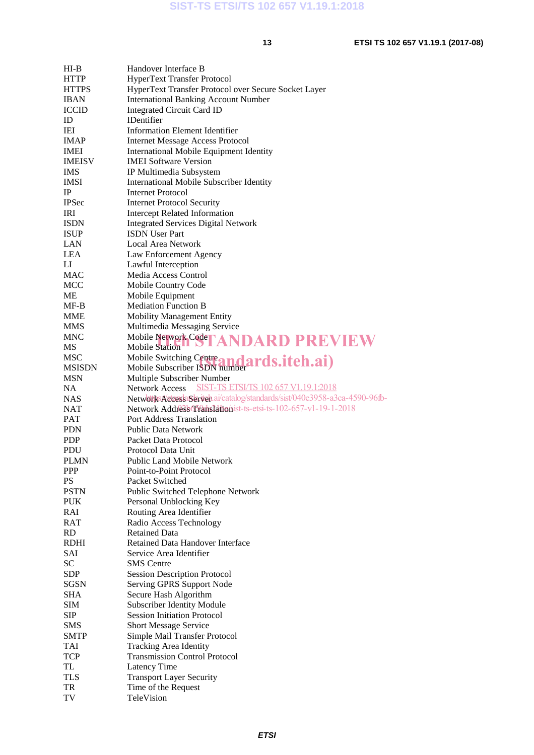| | |
|---|---|
| HI-B | Handover Interface B |
| HTTP | HyperText Transfer Protocol |
| HTTPS | HyperText Transfer Protocol over Secure Socket Layer |
| IBAN | International Banking Account Number |
| ICCID | Integrated Circuit Card ID |
| ID | IDentifier |
| IEI | Information Element Identifier |
| IMAP | Internet Message Access Protocol |
| IMEI | International Mobile Equipment Identity |
| IMEISV | IMEI Software Version |
| IMS | IP Multimedia Subsystem |
| IMSI | International Mobile Subscriber Identity |
| IP | Internet Protocol |
| IPSec | Internet Protocol Security |
| IRI | Intercept Related Information |
| ISDN | Integrated Services Digital Network |
| ISUP | ISDN User Part |
| LAN | Local Area Network |
| LEA | Law Enforcement Agency |
| LI | Lawful Interception |
| MAC | Media Access Control |
| MCC | Mobile Country Code |
| ME | Mobile Equipment |
| MF-B | Mediation Function B |
| MME | Mobility Management Entity |
| MMS | Multimedia Messaging Service |
| MNC | Mobile Network Code |
| MS | Mobile Station |
| MSC | Mobile Switching Centre |
| MSISDN | Mobile Subscriber ISDN number |
| MSN | Multiple Subscriber Number |
| NA | Network Access |
| NAS | Network Access Server |
| NAT | Network Address Translation |
| PAT | Port Address Translation |
| PDN | Public Data Network |
| PDP | Packet Data Protocol |
| PDU | Protocol Data Unit |
| PLMN | Public Land Mobile Network |
| PPP | Point-to-Point Protocol |
| PS | Packet Switched |
| PSTN | Public Switched Telephone Network |
| PUK | Personal Unblocking Key |
| RAI | Routing Area Identifier |
| RAT | Radio Access Technology |
| RD | Retained Data |
| RDHI | Retained Data Handover Interface |
| SAI | Service Area Identifier |
| SC | SMS Centre |
| SDP | Session Description Protocol |
| SGSN | Serving GPRS Support Node |
| SHA | Secure Hash Algorithm |
| SIM | Subscriber Identity Module |
| SIP | Session Initiation Protocol |
| SMS | Short Message Service |
| SMTP | Simple Mail Transfer Protocol |
| TAI | Tracking Area Identity |
| TCP | Transmission Control Protocol |
| TL | Latency Time |
| TLS | Transport Layer Security |
| TR | Time of the Request |
| TV | TeleVision |